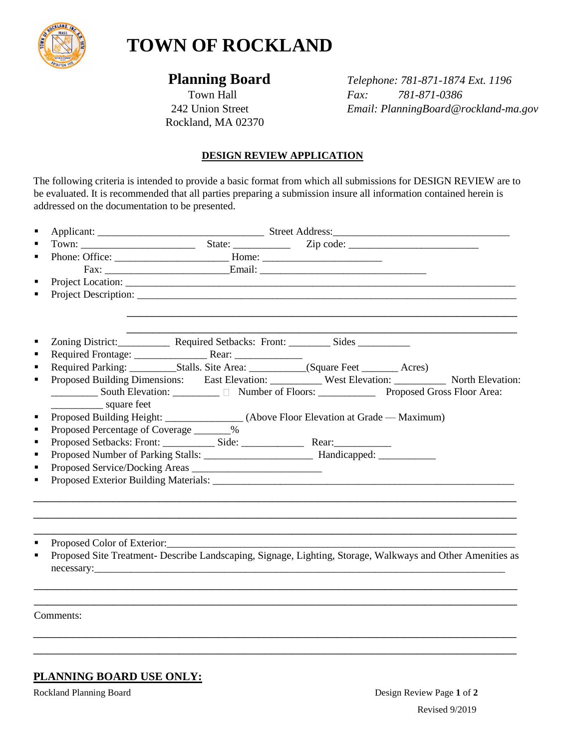# TOWN OF ROCKLAND

## Planning Board

Town Hall
242 Union Street
Rockland, MA 02370

*Telephone: 781-871-1874 Ext. 1196*
*Fax: 781-871-0386*
*Email: PlanningBoard@rockland-ma.gov*

**DESIGN REVIEW APPLICATION**

The following criteria is intended to provide a basic format from which all submissions for DESIGN REVIEW are to be evaluated. It is recommended that all parties preparing a submission insure all information contained herein is addressed on the documentation to be presented.

- Applicant: ________________________________ Street Address:_________________________________
- Town: ______________________ State: ___________ Zip code: _________________________
- Phone: Office: ______________________ Home: _______________________
  Fax: ________________________Email: ________________________________
- Project Location: ___________________________________________________________________________
- Project Description: _________________________________________________________________________

  ___________________________________________________________________________

  ___________________________________________________________________________
- Zoning District:__________ Required Setbacks: Front: ________ Sides __________
- Required Frontage: ______________ Rear: _____________
- Required Parking: _________Stalls. Site Area: ___________(Square Feet _______ Acres)
- Proposed Building Dimensions: East Elevation: __________ West Elevation: __________ North Elevation: _________ South Elevation: _________ Number of Floors: ___________ Proposed Gross Floor Area: __________ square feet
- Proposed Building Height: _______________ (Above Floor Elevation at Grade — Maximum)
- Proposed Percentage of Coverage _______%
- Proposed Setbacks: Front: __________ Side: ____________ Rear:___________
- Proposed Number of Parking Stalls: _____________________ Handicapped: ___________
- Proposed Service/Docking Areas _________________________
- Proposed Exterior Building Materials: ____________________________________________________________

___________________________________________________________________________

___________________________________________________________________________

___________________________________________________________________________

- Proposed Color of Exterior:______________________________________________________________________
- Proposed Site Treatment- Describe Landscaping, Signage, Lighting, Storage, Walkways and Other Amenities as necessary:_________________________________________________________________________________

___________________________________________________________________________

___________________________________________________________________________

Comments:

___________________________________________________________________________

___________________________________________________________________________

**PLANNING BOARD USE ONLY:**

Rockland Planning Board

Revised 9/2019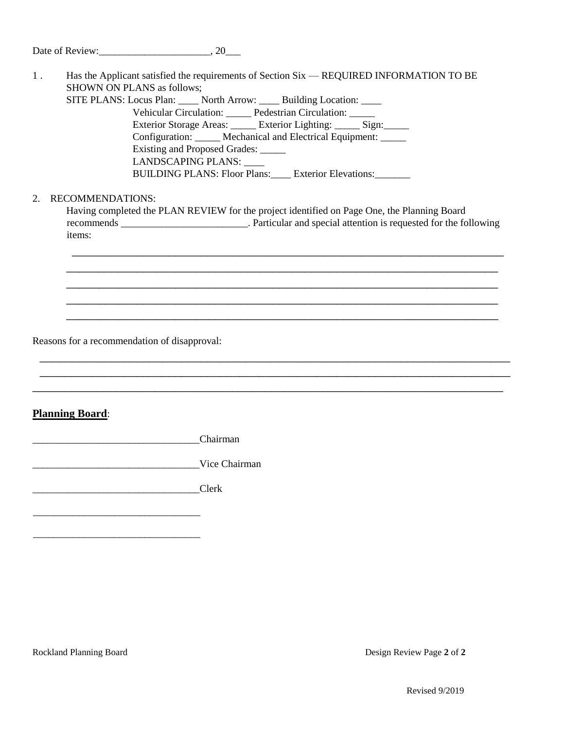Date of Review:______________________, 20___

1. Has the Applicant satisfied the requirements of Section Six — REQUIRED INFORMATION TO BE SHOWN ON PLANS as follows;

   SITE PLANS: Locus Plan: ____ North Arrow: ____ Building Location: ____
   Vehicular Circulation: _____ Pedestrian Circulation: _____
   Exterior Storage Areas: _____ Exterior Lighting: _____ Sign:_____
   Configuration: _____ Mechanical and Electrical Equipment: _____
   Existing and Proposed Grades: _____
   LANDSCAPING PLANS: ____
   BUILDING PLANS: Floor Plans:____ Exterior Elevations:_______

2. RECOMMENDATIONS:

   Having completed the PLAN REVIEW for the project identified on Page One, the Planning Board recommends _________________________. Particular and special attention is requested for the following items:

   ________________________________________________________________________________
   ________________________________________________________________________________
   ________________________________________________________________________________
   ________________________________________________________________________________
   ________________________________________________________________________________

Reasons for a recommendation of disapproval:

________________________________________________________________________________
________________________________________________________________________________
________________________________________________________________________________

**Planning Board**:

_________________________________Chairman

_________________________________Vice Chairman

_________________________________Clerk

_________________________________

_________________________________

Rockland Planning Board

Revised 9/2019